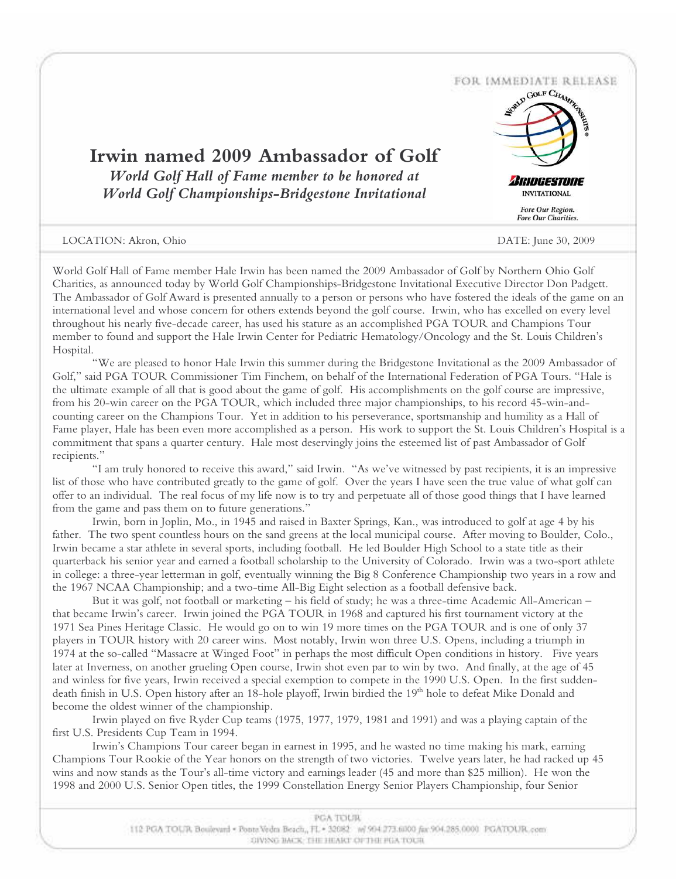FOR IMMEDIATE RELEASE

# Irwin named 2009 Ambassador of Golf

***World Golf Hall of Fame member to be honored at World Golf Championships-Bridgestone Invitational***

BRIDGESTONE INVITATIONAL

*Fore Our Region. Fore Our Charities.*

LOCATION: Akron, Ohio

DATE: June 30, 2009

World Golf Hall of Fame member Hale Irwin has been named the 2009 Ambassador of Golf by Northern Ohio Golf Charities, as announced today by World Golf Championships-Bridgestone Invitational Executive Director Don Padgett. The Ambassador of Golf Award is presented annually to a person or persons who have fostered the ideals of the game on an international level and whose concern for others extends beyond the golf course. Irwin, who has excelled on every level throughout his nearly five-decade career, has used his stature as an accomplished PGA TOUR and Champions Tour member to found and support the Hale Irwin Center for Pediatric Hematology/Oncology and the St. Louis Children's Hospital.

"We are pleased to honor Hale Irwin this summer during the Bridgestone Invitational as the 2009 Ambassador of Golf," said PGA TOUR Commissioner Tim Finchem, on behalf of the International Federation of PGA Tours. "Hale is the ultimate example of all that is good about the game of golf. His accomplishments on the golf course are impressive, from his 20-win career on the PGA TOUR, which included three major championships, to his record 45-win-and-counting career on the Champions Tour. Yet in addition to his perseverance, sportsmanship and humility as a Hall of Fame player, Hale has been even more accomplished as a person. His work to support the St. Louis Children's Hospital is a commitment that spans a quarter century. Hale most deservingly joins the esteemed list of past Ambassador of Golf recipients."

"I am truly honored to receive this award," said Irwin. "As we've witnessed by past recipients, it is an impressive list of those who have contributed greatly to the game of golf. Over the years I have seen the true value of what golf can offer to an individual. The real focus of my life now is to try and perpetuate all of those good things that I have learned from the game and pass them on to future generations."

Irwin, born in Joplin, Mo., in 1945 and raised in Baxter Springs, Kan., was introduced to golf at age 4 by his father. The two spent countless hours on the sand greens at the local municipal course. After moving to Boulder, Colo., Irwin became a star athlete in several sports, including football. He led Boulder High School to a state title as their quarterback his senior year and earned a football scholarship to the University of Colorado. Irwin was a two-sport athlete in college: a three-year letterman in golf, eventually winning the Big 8 Conference Championship two years in a row and the 1967 NCAA Championship; and a two-time All-Big Eight selection as a football defensive back.

But it was golf, not football or marketing – his field of study; he was a three-time Academic All-American – that became Irwin's career. Irwin joined the PGA TOUR in 1968 and captured his first tournament victory at the 1971 Sea Pines Heritage Classic. He would go on to win 19 more times on the PGA TOUR and is one of only 37 players in TOUR history with 20 career wins. Most notably, Irwin won three U.S. Opens, including a triumph in 1974 at the so-called "Massacre at Winged Foot" in perhaps the most difficult Open conditions in history. Five years later at Inverness, on another grueling Open course, Irwin shot even par to win by two. And finally, at the age of 45 and winless for five years, Irwin received a special exemption to compete in the 1990 U.S. Open. In the first sudden-death finish in U.S. Open history after an 18-hole playoff, Irwin birdied the 19th hole to defeat Mike Donald and become the oldest winner of the championship.

Irwin played on five Ryder Cup teams (1975, 1977, 1979, 1981 and 1991) and was a playing captain of the first U.S. Presidents Cup Team in 1994.

Irwin's Champions Tour career began in earnest in 1995, and he wasted no time making his mark, earning Champions Tour Rookie of the Year honors on the strength of two victories. Twelve years later, he had racked up 45 wins and now stands as the Tour's all-time victory and earnings leader (45 and more than $25 million). He won the 1998 and 2000 U.S. Senior Open titles, the 1999 Constellation Energy Senior Players Championship, four Senior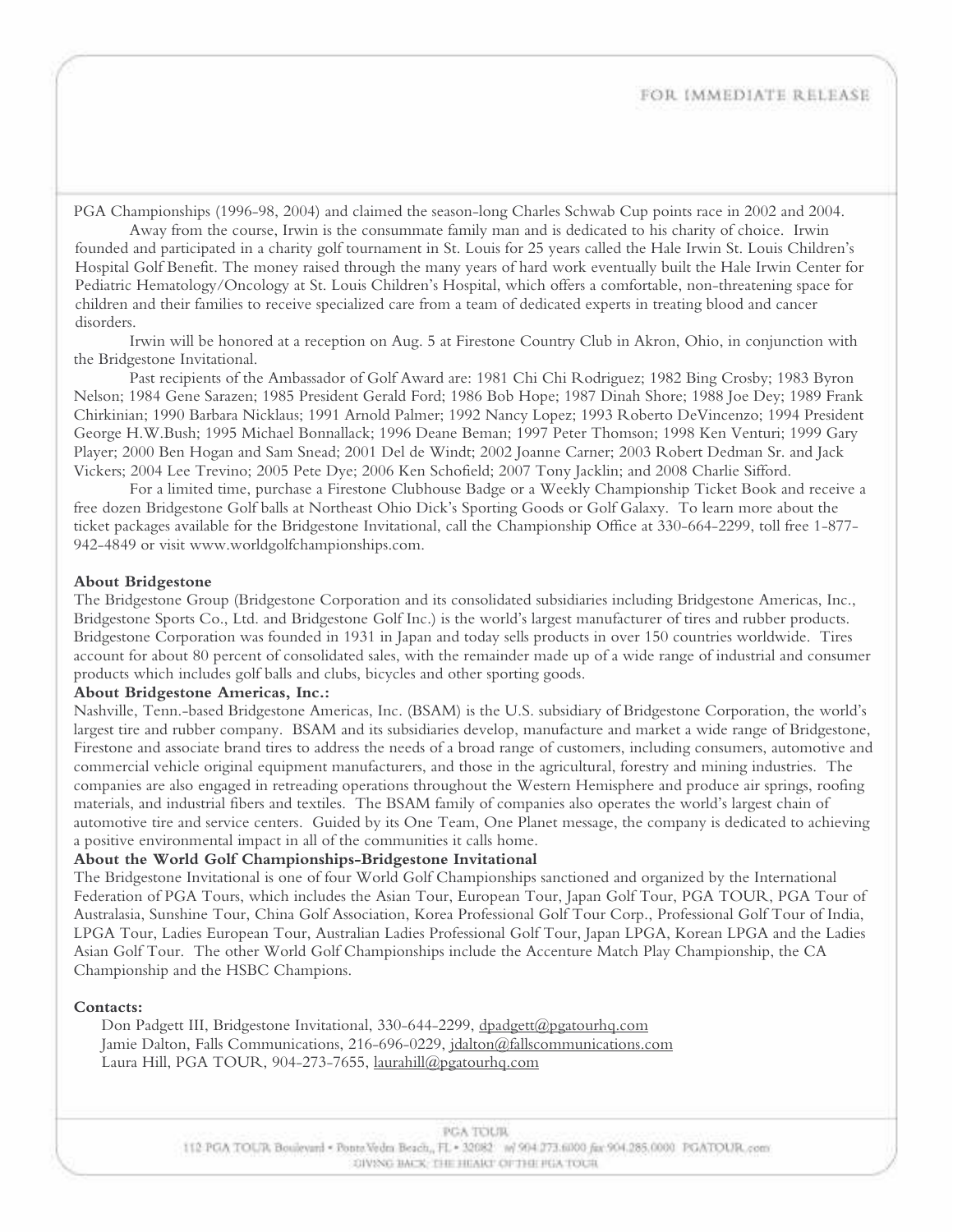PGA Championships (1996-98, 2004) and claimed the season-long Charles Schwab Cup points race in 2002 and 2004.

Away from the course, Irwin is the consummate family man and is dedicated to his charity of choice. Irwin founded and participated in a charity golf tournament in St. Louis for 25 years called the Hale Irwin St. Louis Children's Hospital Golf Benefit. The money raised through the many years of hard work eventually built the Hale Irwin Center for Pediatric Hematology/Oncology at St. Louis Children's Hospital, which offers a comfortable, non-threatening space for children and their families to receive specialized care from a team of dedicated experts in treating blood and cancer disorders.

Irwin will be honored at a reception on Aug. 5 at Firestone Country Club in Akron, Ohio, in conjunction with the Bridgestone Invitational.

Past recipients of the Ambassador of Golf Award are: 1981 Chi Chi Rodriguez; 1982 Bing Crosby; 1983 Byron Nelson; 1984 Gene Sarazen; 1985 President Gerald Ford; 1986 Bob Hope; 1987 Dinah Shore; 1988 Joe Dey; 1989 Frank Chirkinian; 1990 Barbara Nicklaus; 1991 Arnold Palmer; 1992 Nancy Lopez; 1993 Roberto DeVincenzo; 1994 President George H.W.Bush; 1995 Michael Bonnallack; 1996 Deane Beman; 1997 Peter Thomson; 1998 Ken Venturi; 1999 Gary Player; 2000 Ben Hogan and Sam Snead; 2001 Del de Windt; 2002 Joanne Carner; 2003 Robert Dedman Sr. and Jack Vickers; 2004 Lee Trevino; 2005 Pete Dye; 2006 Ken Schofield; 2007 Tony Jacklin; and 2008 Charlie Sifford.

For a limited time, purchase a Firestone Clubhouse Badge or a Weekly Championship Ticket Book and receive a free dozen Bridgestone Golf balls at Northeast Ohio Dick's Sporting Goods or Golf Galaxy. To learn more about the ticket packages available for the Bridgestone Invitational, call the Championship Office at 330-664-2299, toll free 1-877-942-4849 or visit www.worldgolfchampionships.com.

**About Bridgestone**

The Bridgestone Group (Bridgestone Corporation and its consolidated subsidiaries including Bridgestone Americas, Inc., Bridgestone Sports Co., Ltd. and Bridgestone Golf Inc.) is the world's largest manufacturer of tires and rubber products. Bridgestone Corporation was founded in 1931 in Japan and today sells products in over 150 countries worldwide. Tires account for about 80 percent of consolidated sales, with the remainder made up of a wide range of industrial and consumer products which includes golf balls and clubs, bicycles and other sporting goods.

**About Bridgestone Americas, Inc.:**

Nashville, Tenn.-based Bridgestone Americas, Inc. (BSAM) is the U.S. subsidiary of Bridgestone Corporation, the world's largest tire and rubber company. BSAM and its subsidiaries develop, manufacture and market a wide range of Bridgestone, Firestone and associate brand tires to address the needs of a broad range of customers, including consumers, automotive and commercial vehicle original equipment manufacturers, and those in the agricultural, forestry and mining industries. The companies are also engaged in retreading operations throughout the Western Hemisphere and produce air springs, roofing materials, and industrial fibers and textiles. The BSAM family of companies also operates the world's largest chain of automotive tire and service centers. Guided by its One Team, One Planet message, the company is dedicated to achieving a positive environmental impact in all of the communities it calls home.

**About the World Golf Championships-Bridgestone Invitational**

The Bridgestone Invitational is one of four World Golf Championships sanctioned and organized by the International Federation of PGA Tours, which includes the Asian Tour, European Tour, Japan Golf Tour, PGA TOUR, PGA Tour of Australasia, Sunshine Tour, China Golf Association, Korea Professional Golf Tour Corp., Professional Golf Tour of India, LPGA Tour, Ladies European Tour, Australian Ladies Professional Golf Tour, Japan LPGA, Korean LPGA and the Ladies Asian Golf Tour. The other World Golf Championships include the Accenture Match Play Championship, the CA Championship and the HSBC Champions.

**Contacts:**

Don Padgett III, Bridgestone Invitational, 330-644-2299, dpadgett@pgatourhq.com
Jamie Dalton, Falls Communications, 216-696-0229, jdalton@fallscommunications.com
Laura Hill, PGA TOUR, 904-273-7655, laurahill@pgatourhq.com